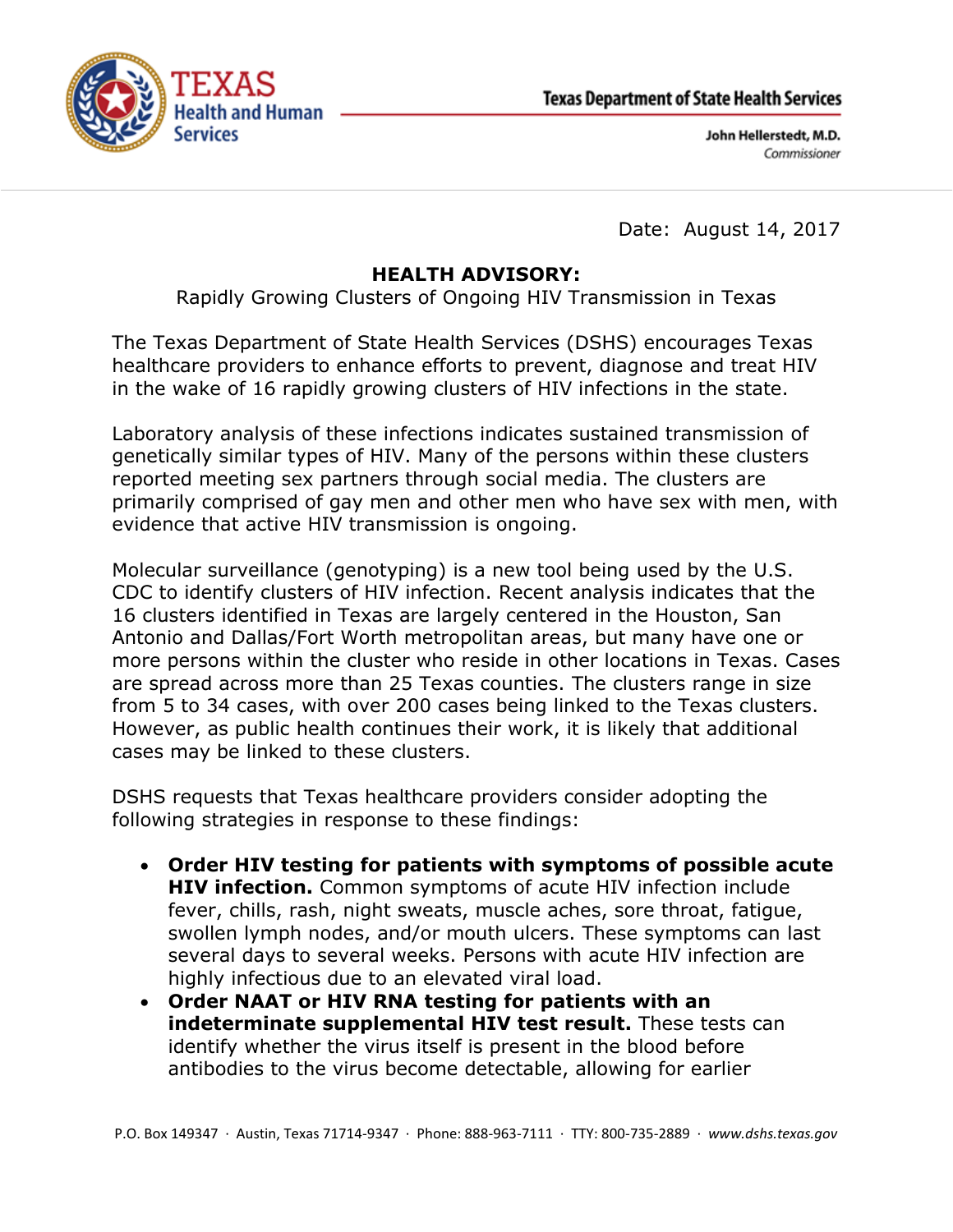TEXAS
Health and Human
Services

**Texas Department of State Health Services**

**John Hellerstedt, M.D.**
*Commissioner*

Date: August 14, 2017

# HEALTH ADVISORY:

Rapidly Growing Clusters of Ongoing HIV Transmission in Texas

The Texas Department of State Health Services (DSHS) encourages Texas healthcare providers to enhance efforts to prevent, diagnose and treat HIV in the wake of 16 rapidly growing clusters of HIV infections in the state.

Laboratory analysis of these infections indicates sustained transmission of genetically similar types of HIV. Many of the persons within these clusters reported meeting sex partners through social media. The clusters are primarily comprised of gay men and other men who have sex with men, with evidence that active HIV transmission is ongoing.

Molecular surveillance (genotyping) is a new tool being used by the U.S. CDC to identify clusters of HIV infection. Recent analysis indicates that the 16 clusters identified in Texas are largely centered in the Houston, San Antonio and Dallas/Fort Worth metropolitan areas, but many have one or more persons within the cluster who reside in other locations in Texas. Cases are spread across more than 25 Texas counties. The clusters range in size from 5 to 34 cases, with over 200 cases being linked to the Texas clusters. However, as public health continues their work, it is likely that additional cases may be linked to these clusters.

DSHS requests that Texas healthcare providers consider adopting the following strategies in response to these findings:

- **Order HIV testing for patients with symptoms of possible acute HIV infection.** Common symptoms of acute HIV infection include fever, chills, rash, night sweats, muscle aches, sore throat, fatigue, swollen lymph nodes, and/or mouth ulcers. These symptoms can last several days to several weeks. Persons with acute HIV infection are highly infectious due to an elevated viral load.
- **Order NAAT or HIV RNA testing for patients with an indeterminate supplemental HIV test result.** These tests can identify whether the virus itself is present in the blood before antibodies to the virus become detectable, allowing for earlier

P.O. Box 149347 · Austin, Texas 71714-9347 · Phone: 888-963-7111 · TTY: 800-735-2889 · *www.dshs.texas.gov*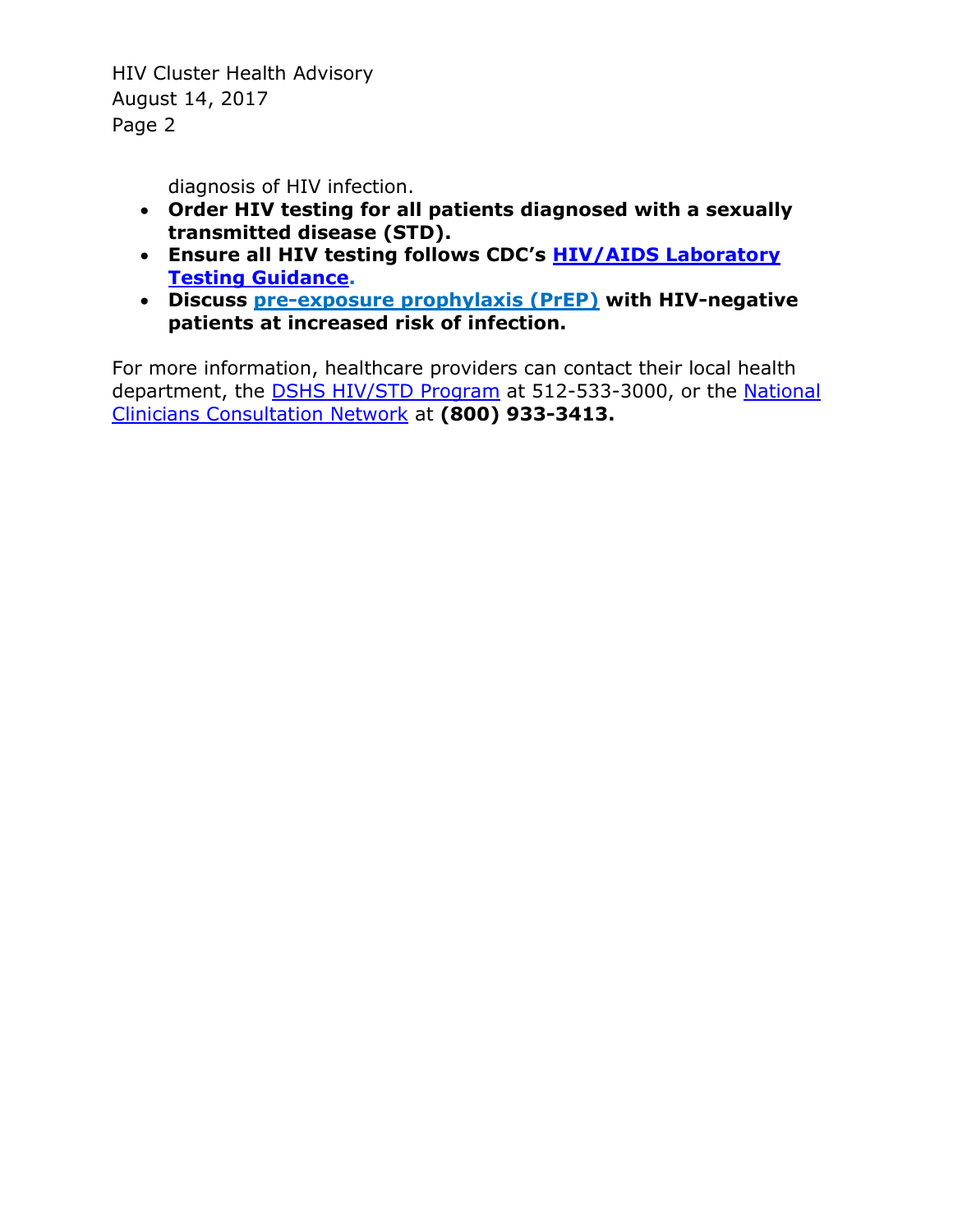diagnosis of HIV infection.

- **Order HIV testing for all patients diagnosed with a sexually transmitted disease (STD).**
- **Ensure all HIV testing follows CDC's HIV/AIDS Laboratory Testing Guidance.**
- **Discuss pre-exposure prophylaxis (PrEP) with HIV-negative patients at increased risk of infection.**

For more information, healthcare providers can contact their local health department, the DSHS HIV/STD Program at 512-533-3000, or the National Clinicians Consultation Network at **(800) 933-3413.**